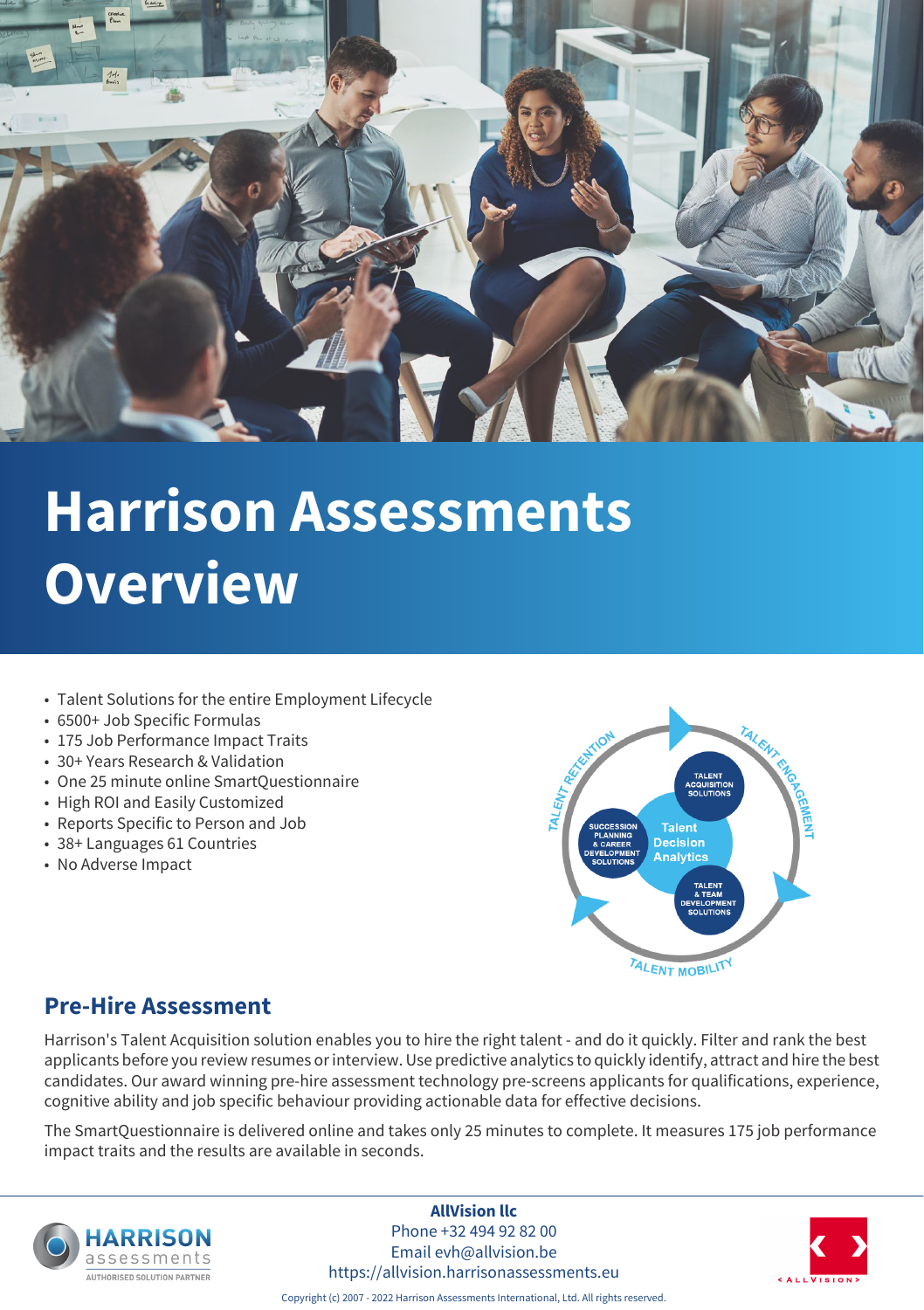# Harrison Assessments Overview

- Talent Solutions for the entire Employment Lifecycle
- 6500+ Job Specific Formulas
- 175 Job Performance Impact Traits
- 30+ Years Research & Validation
- One 25 minute online SmartQuestionnaire
- High ROI and Easily Customized
- Reports Specific to Person and Job
- 38+ Languages 61 Countries
- No Adverse Impact

TALENT RETENTION · TALENT ENGAGEMENT · TALENT MOBILITY

Talent Decision Analytics

TALENT ACQUISITION SOLUTIONS

SUCCESSION PLANNING & CAREER DEVELOPMENT SOLUTIONS

TALENT & TEAM DEVELOPMENT SOLUTIONS

## Pre-Hire Assessment

Harrison's Talent Acquisition solution enables you to hire the right talent - and do it quickly. Filter and rank the best applicants before you review resumes or interview. Use predictive analytics to quickly identify, attract and hire the best candidates. Our award winning pre-hire assessment technology pre-screens applicants for qualifications, experience, cognitive ability and job specific behaviour providing actionable data for effective decisions.

The SmartQuestionnaire is delivered online and takes only 25 minutes to complete. It measures 175 job performance impact traits and the results are available in seconds.

HARRISON assessments
AUTHORISED SOLUTION PARTNER

**AllVision llc**
Phone +32 494 92 82 00
Email evh@allvision.be
https://allvision.harrisonassessments.eu

Copyright (c) 2007 - 2022 Harrison Assessments International, Ltd. All rights reserved.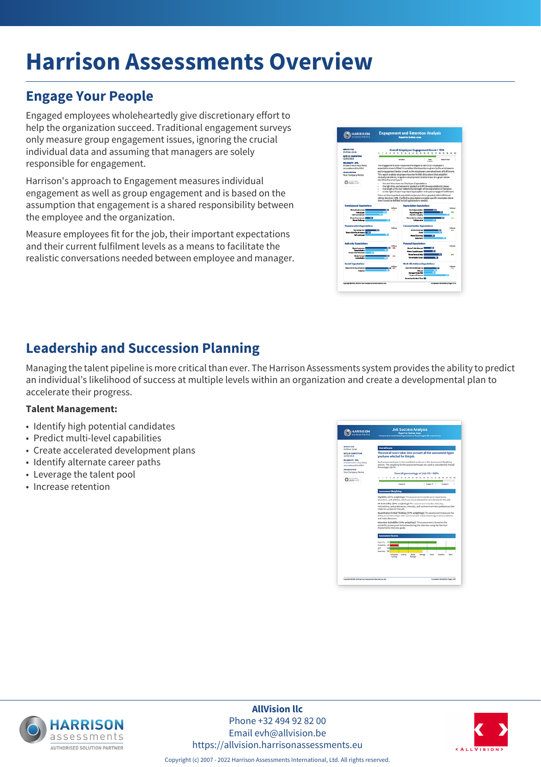# Harrison Assessments Overview

## Engage Your People

Engaged employees wholeheartedly give discretionary effort to help the organization succeed. Traditional engagement surveys only measure group engagement issues, ignoring the crucial individual data and assuming that managers are solely responsible for engagement.

Harrison's approach to Engagement measures individual engagement as well as group engagement and is based on the assumption that engagement is a shared responsibility between the employee and the organization.

Measure employees fit for the job, their important expectations and their current fulfilment levels as a means to facilitate the realistic conversations needed between employee and manager.

## Leadership and Succession Planning

Managing the talent pipeline is more critical than ever. The Harrison Assessments system provides the ability to predict an individual's likelihood of success at multiple levels within an organization and create a developmental plan to accelerate their progress.

**Talent Management:**

- Identify high potential candidates
- Predict multi-level capabilities
- Create accelerated development plans
- Identify alternate career paths
- Leverage the talent pool
- Increase retention

**AllVision llc**
Phone +32 494 92 82 00
Email evh@allvision.be
https://allvision.harrisonassessments.eu

Copyright (c) 2007 - 2022 Harrison Assessments International, Ltd. All rights reserved.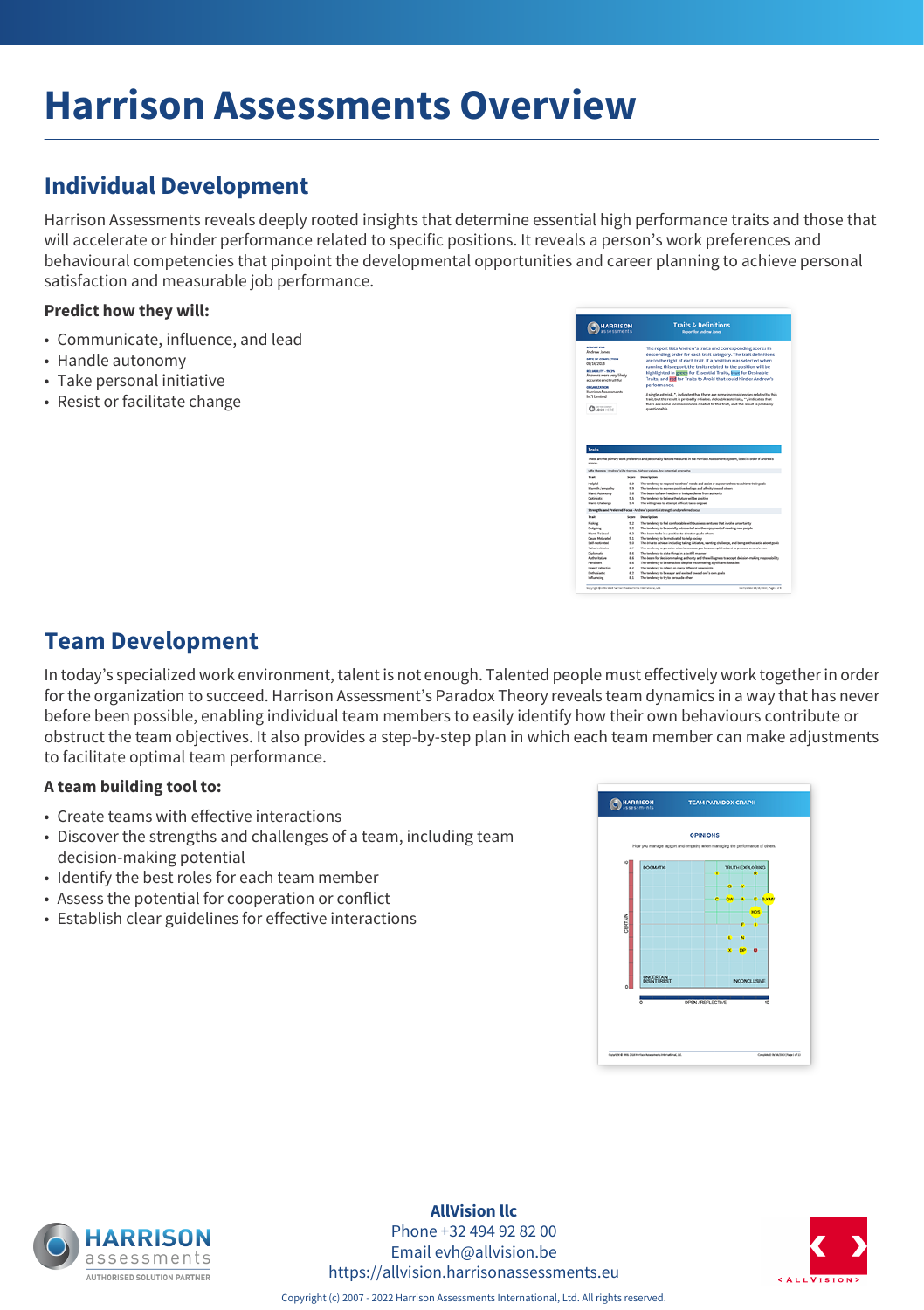# Harrison Assessments Overview

## Individual Development

Harrison Assessments reveals deeply rooted insights that determine essential high performance traits and those that will accelerate or hinder performance related to specific positions. It reveals a person's work preferences and behavioural competencies that pinpoint the developmental opportunities and career planning to achieve personal satisfaction and measurable job performance.

**Predict how they will:**

- Communicate, influence, and lead
- Handle autonomy
- Take personal initiative
- Resist or facilitate change

## Team Development

In today's specialized work environment, talent is not enough. Talented people must effectively work together in order for the organization to succeed. Harrison Assessment's Paradox Theory reveals team dynamics in a way that has never before been possible, enabling individual team members to easily identify how their own behaviours contribute or obstruct the team objectives. It also provides a step-by-step plan in which each team member can make adjustments to facilitate optimal team performance.

**A team building tool to:**

- Create teams with effective interactions
- Discover the strengths and challenges of a team, including team decision-making potential
- Identify the best roles for each team member
- Assess the potential for cooperation or conflict
- Establish clear guidelines for effective interactions

**AllVision llc**
Phone +32 494 92 82 00
Email evh@allvision.be
https://allvision.harrisonassessments.eu

Copyright (c) 2007 - 2022 Harrison Assessments International, Ltd. All rights reserved.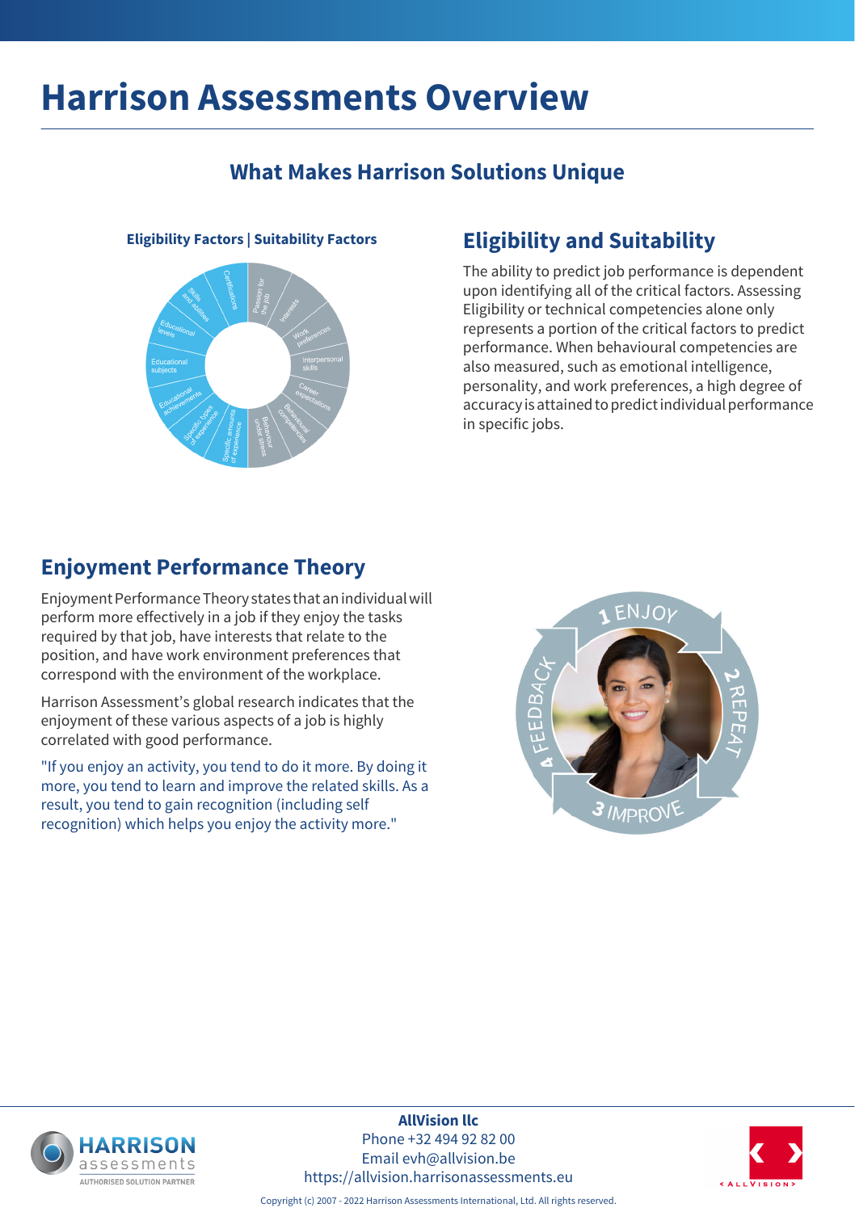# Harrison Assessments Overview

## What Makes Harrison Solutions Unique

**Eligibility Factors | Suitability Factors**

## Eligibility and Suitability

The ability to predict job performance is dependent upon identifying all of the critical factors. Assessing Eligibility or technical competencies alone only represents a portion of the critical factors to predict performance. When behavioural competencies are also measured, such as emotional intelligence, personality, and work preferences, a high degree of accuracy is attained to predict individual performance in specific jobs.

## Enjoyment Performance Theory

Enjoyment Performance Theory states that an individual will perform more effectively in a job if they enjoy the tasks required by that job, have interests that relate to the position, and have work environment preferences that correspond with the environment of the workplace.

Harrison Assessment's global research indicates that the enjoyment of these various aspects of a job is highly correlated with good performance.

"If you enjoy an activity, you tend to do it more. By doing it more, you tend to learn and improve the related skills. As a result, you tend to gain recognition (including self recognition) which helps you enjoy the activity more."

**AllVision llc**
Phone +32 494 92 82 00
Email evh@allvision.be
https://allvision.harrisonassessments.eu

Copyright (c) 2007 - 2022 Harrison Assessments International, Ltd. All rights reserved.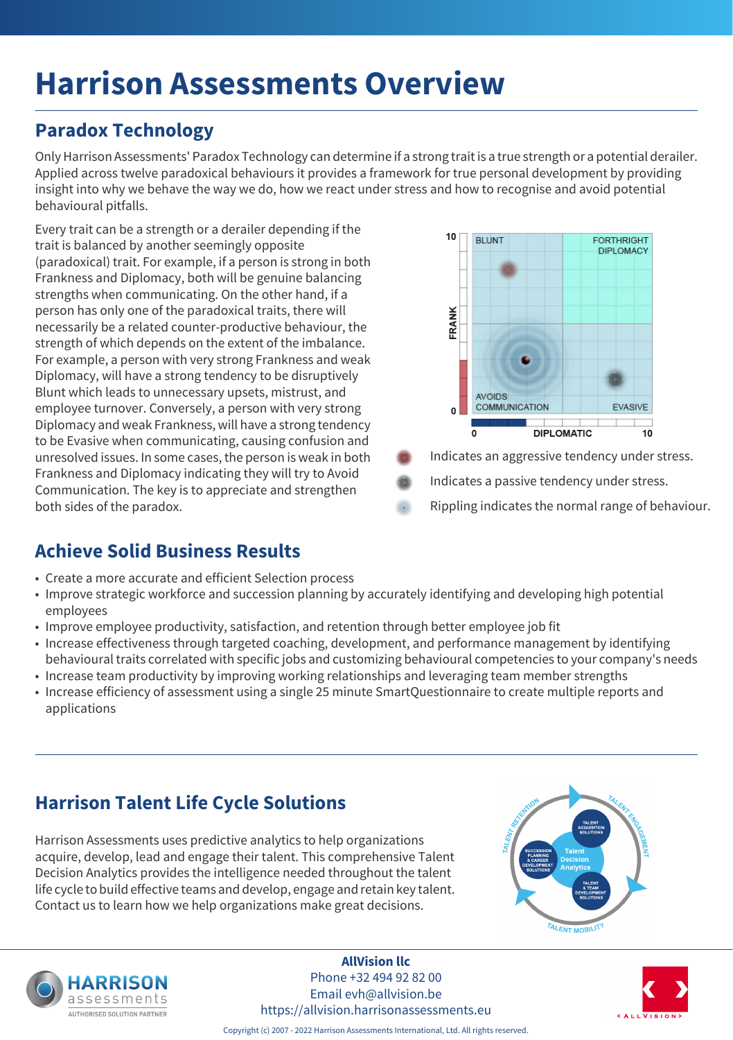# Harrison Assessments Overview

## Paradox Technology

Only Harrison Assessments' Paradox Technology can determine if a strong trait is a true strength or a potential derailer. Applied across twelve paradoxical behaviours it provides a framework for true personal development by providing insight into why we behave the way we do, how we react under stress and how to recognise and avoid potential behavioural pitfalls.

Every trait can be a strength or a derailer depending if the trait is balanced by another seemingly opposite (paradoxical) trait. For example, if a person is strong in both Frankness and Diplomacy, both will be genuine balancing strengths when communicating. On the other hand, if a person has only one of the paradoxical traits, there will necessarily be a related counter-productive behaviour, the strength of which depends on the extent of the imbalance. For example, a person with very strong Frankness and weak Diplomacy, will have a strong tendency to be disruptively Blunt which leads to unnecessary upsets, mistrust, and employee turnover. Conversely, a person with very strong Diplomacy and weak Frankness, will have a strong tendency to be Evasive when communicating, causing confusion and unresolved issues. In some cases, the person is weak in both Frankness and Diplomacy indicating they will try to Avoid Communication. The key is to appreciate and strengthen both sides of the paradox.

10
BLUNT
FORTHRIGHT DIPLOMACY
FRANK
AVOIDS COMMUNICATION
EVASIVE
0
0
DIPLOMATIC
10

Indicates an aggressive tendency under stress.

Indicates a passive tendency under stress.

Rippling indicates the normal range of behaviour.

## Achieve Solid Business Results

- Create a more accurate and efficient Selection process
- Improve strategic workforce and succession planning by accurately identifying and developing high potential employees
- Improve employee productivity, satisfaction, and retention through better employee job fit
- Increase effectiveness through targeted coaching, development, and performance management by identifying behavioural traits correlated with specific jobs and customizing behavioural competencies to your company's needs
- Increase team productivity by improving working relationships and leveraging team member strengths
- Increase efficiency of assessment using a single 25 minute SmartQuestionnaire to create multiple reports and applications

## Harrison Talent Life Cycle Solutions

Harrison Assessments uses predictive analytics to help organizations acquire, develop, lead and engage their talent. This comprehensive Talent Decision Analytics provides the intelligence needed throughout the talent life cycle to build effective teams and develop, engage and retain key talent. Contact us to learn how we help organizations make great decisions.

TALENT RETENTION
TALENT ENGAGEMENT
TALENT MOBILITY
TALENT ACQUISITION SOLUTIONS
SUCCESSION PLANNING & CAREER DEVELOPMENT SOLUTIONS
Talent Decision Analytics
TALENT & TEAM DEVELOPMENT SOLUTIONS

HARRISON assessments
AUTHORISED SOLUTION PARTNER

**AllVision llc**
Phone +32 494 92 82 00
Email evh@allvision.be
https://allvision.harrisonassessments.eu

ALLVISION

Copyright (c) 2007 - 2022 Harrison Assessments International, Ltd. All rights reserved.